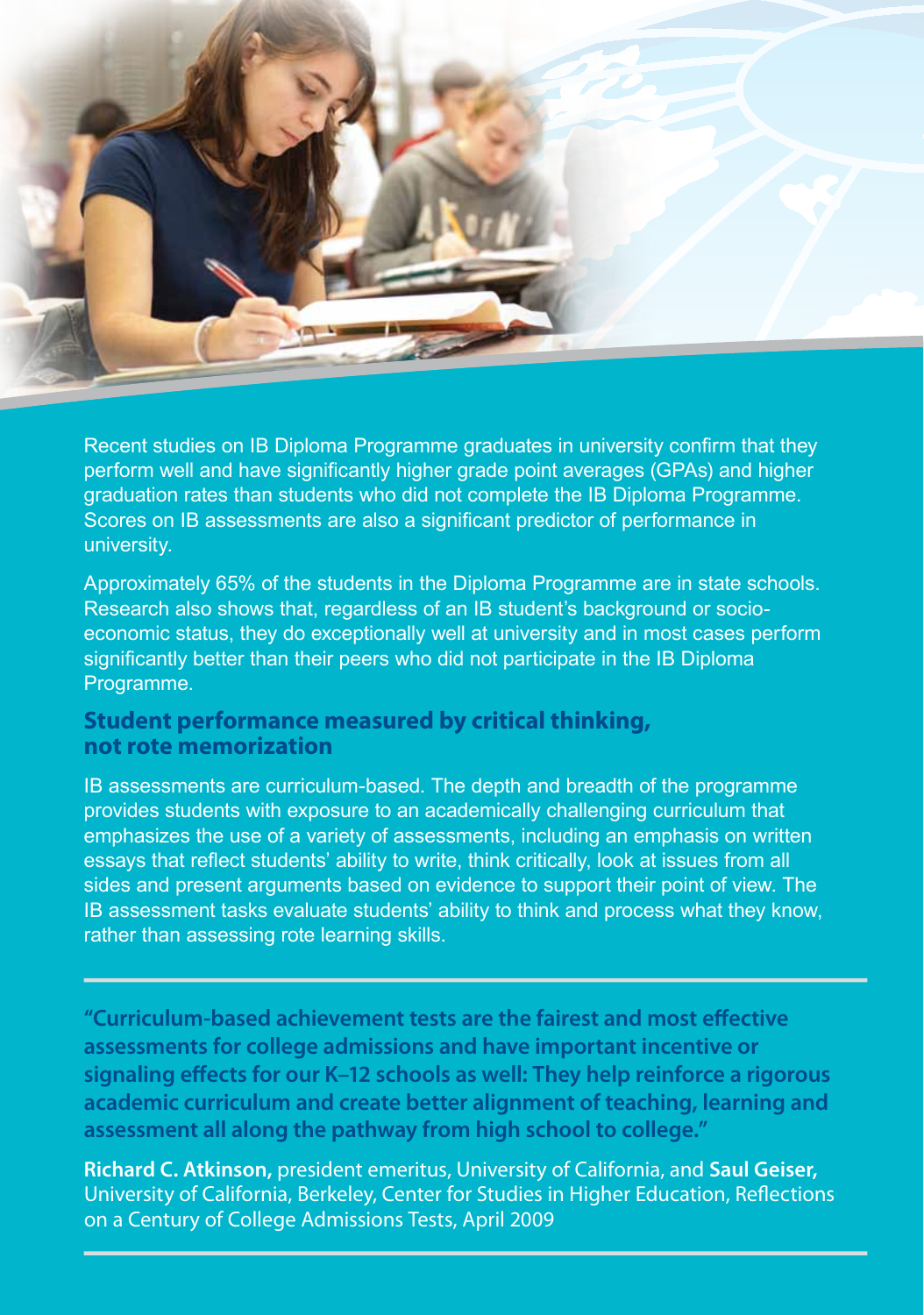Recent studies on IB Diploma Programme graduates in university confirm that they perform well and have significantly higher grade point averages (GPAs) and higher graduation rates than students who did not complete the IB Diploma Programme. Scores on IB assessments are also a significant predictor of performance in university.

Approximately 65% of the students in the Diploma Programme are in state schools. Research also shows that, regardless of an IB student's background or socio-economic status, they do exceptionally well at university and in most cases perform significantly better than their peers who did not participate in the IB Diploma Programme.

## Student performance measured by critical thinking, not rote memorization

IB assessments are curriculum-based. The depth and breadth of the programme provides students with exposure to an academically challenging curriculum that emphasizes the use of a variety of assessments, including an emphasis on written essays that reflect students' ability to write, think critically, look at issues from all sides and present arguments based on evidence to support their point of view. The IB assessment tasks evaluate students' ability to think and process what they know, rather than assessing rote learning skills.

---

**"Curriculum-based achievement tests are the fairest and most effective assessments for college admissions and have important incentive or signaling effects for our K–12 schools as well: They help reinforce a rigorous academic curriculum and create better alignment of teaching, learning and assessment all along the pathway from high school to college."**

**Richard C. Atkinson,** president emeritus, University of California, and **Saul Geiser,** University of California, Berkeley, Center for Studies in Higher Education, Reflections on a Century of College Admissions Tests, April 2009

---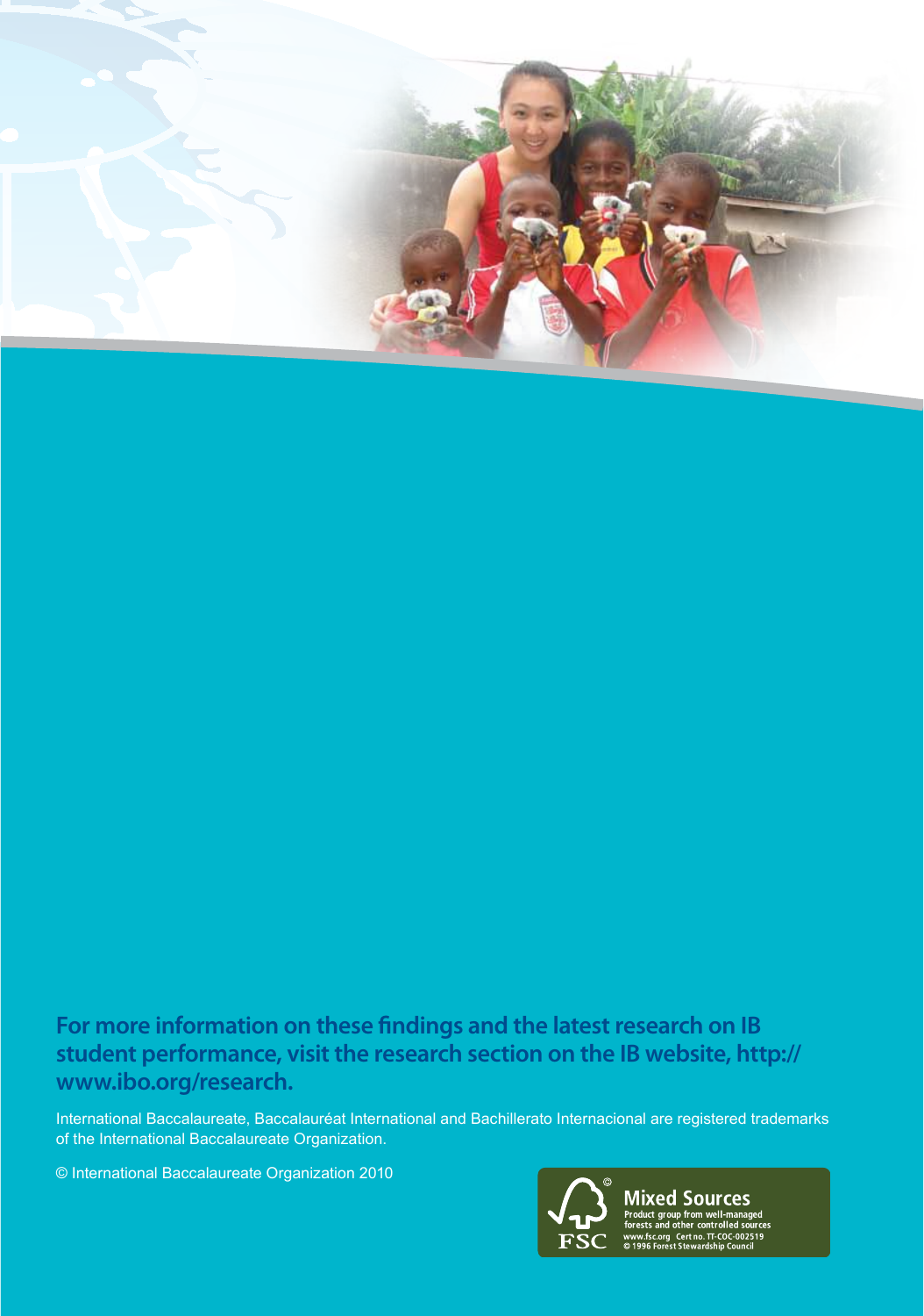**For more information on these findings and the latest research on IB student performance, visit the research section on the IB website, http://www.ibo.org/research.**

International Baccalaureate, Baccalauréat International and Bachillerato Internacional are registered trademarks of the International Baccalaureate Organization.

© International Baccalaureate Organization 2010

**Mixed Sources**
Product group from well-managed forests and other controlled sources
www.fsc.org Cert no. TT-COC-002519
© 1996 Forest Stewardship Council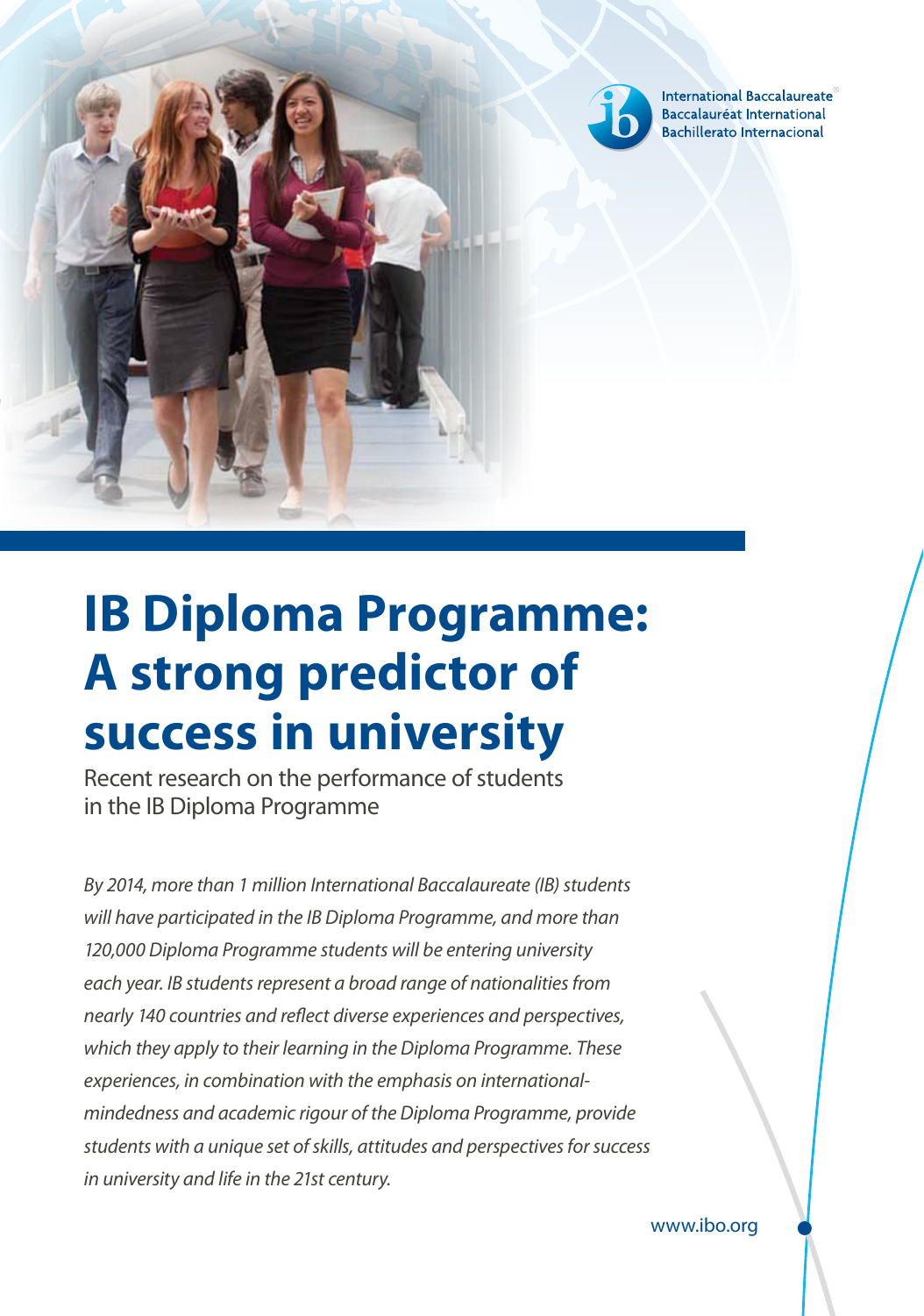International Baccalaureate®
Baccalauréat International
Bachillerato Internacional

# IB Diploma Programme: A strong predictor of success in university

Recent research on the performance of students in the IB Diploma Programme

*By 2014, more than 1 million International Baccalaureate (IB) students will have participated in the IB Diploma Programme, and more than 120,000 Diploma Programme students will be entering university each year. IB students represent a broad range of nationalities from nearly 140 countries and reflect diverse experiences and perspectives, which they apply to their learning in the Diploma Programme. These experiences, in combination with the emphasis on international-mindedness and academic rigour of the Diploma Programme, provide students with a unique set of skills, attitudes and perspectives for success in university and life in the 21st century.*

www.ibo.org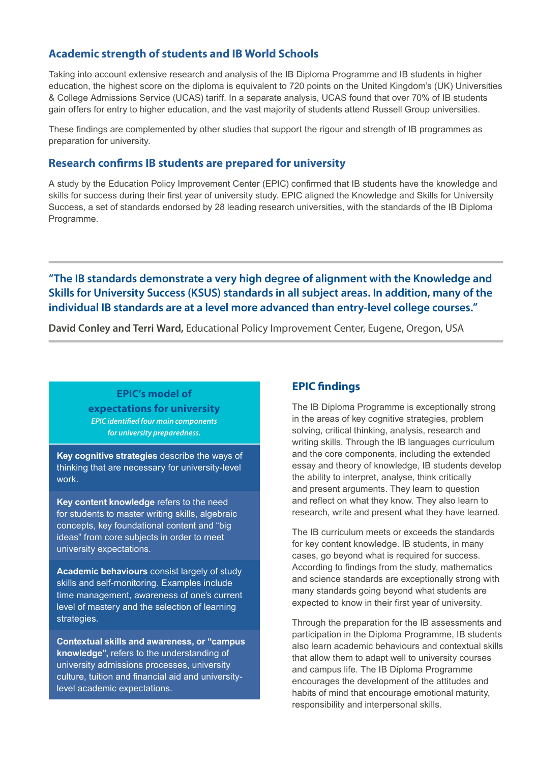## Academic strength of students and IB World Schools

Taking into account extensive research and analysis of the IB Diploma Programme and IB students in higher education, the highest score on the diploma is equivalent to 720 points on the United Kingdom's (UK) Universities & College Admissions Service (UCAS) tariff. In a separate analysis, UCAS found that over 70% of IB students gain offers for entry to higher education, and the vast majority of students attend Russell Group universities.

These findings are complemented by other studies that support the rigour and strength of IB programmes as preparation for university.

## Research confirms IB students are prepared for university

A study by the Education Policy Improvement Center (EPIC) confirmed that IB students have the knowledge and skills for success during their first year of university study. EPIC aligned the Knowledge and Skills for University Success, a set of standards endorsed by 28 leading research universities, with the standards of the IB Diploma Programme.

> **"The IB standards demonstrate a very high degree of alignment with the Knowledge and Skills for University Success (KSUS) standards in all subject areas. In addition, many of the individual IB standards are at a level more advanced than entry-level college courses."**
>
> **David Conley and Terri Ward,** Educational Policy Improvement Center, Eugene, Oregon, USA

### EPIC's model of expectations for university

*EPIC identified four main components for university preparedness.*

**Key cognitive strategies** describe the ways of thinking that are necessary for university-level work.

**Key content knowledge** refers to the need for students to master writing skills, algebraic concepts, key foundational content and "big ideas" from core subjects in order to meet university expectations.

**Academic behaviours** consist largely of study skills and self-monitoring. Examples include time management, awareness of one's current level of mastery and the selection of learning strategies.

**Contextual skills and awareness, or "campus knowledge",** refers to the understanding of university admissions processes, university culture, tuition and financial aid and university-level academic expectations.

## EPIC findings

The IB Diploma Programme is exceptionally strong in the areas of key cognitive strategies, problem solving, critical thinking, analysis, research and writing skills. Through the IB languages curriculum and the core components, including the extended essay and theory of knowledge, IB students develop the ability to interpret, analyse, think critically and present arguments. They learn to question and reflect on what they know. They also learn to research, write and present what they have learned.

The IB curriculum meets or exceeds the standards for key content knowledge. IB students, in many cases, go beyond what is required for success. According to findings from the study, mathematics and science standards are exceptionally strong with many standards going beyond what students are expected to know in their first year of university.

Through the preparation for the IB assessments and participation in the Diploma Programme, IB students also learn academic behaviours and contextual skills that allow them to adapt well to university courses and campus life. The IB Diploma Programme encourages the development of the attitudes and habits of mind that encourage emotional maturity, responsibility and interpersonal skills.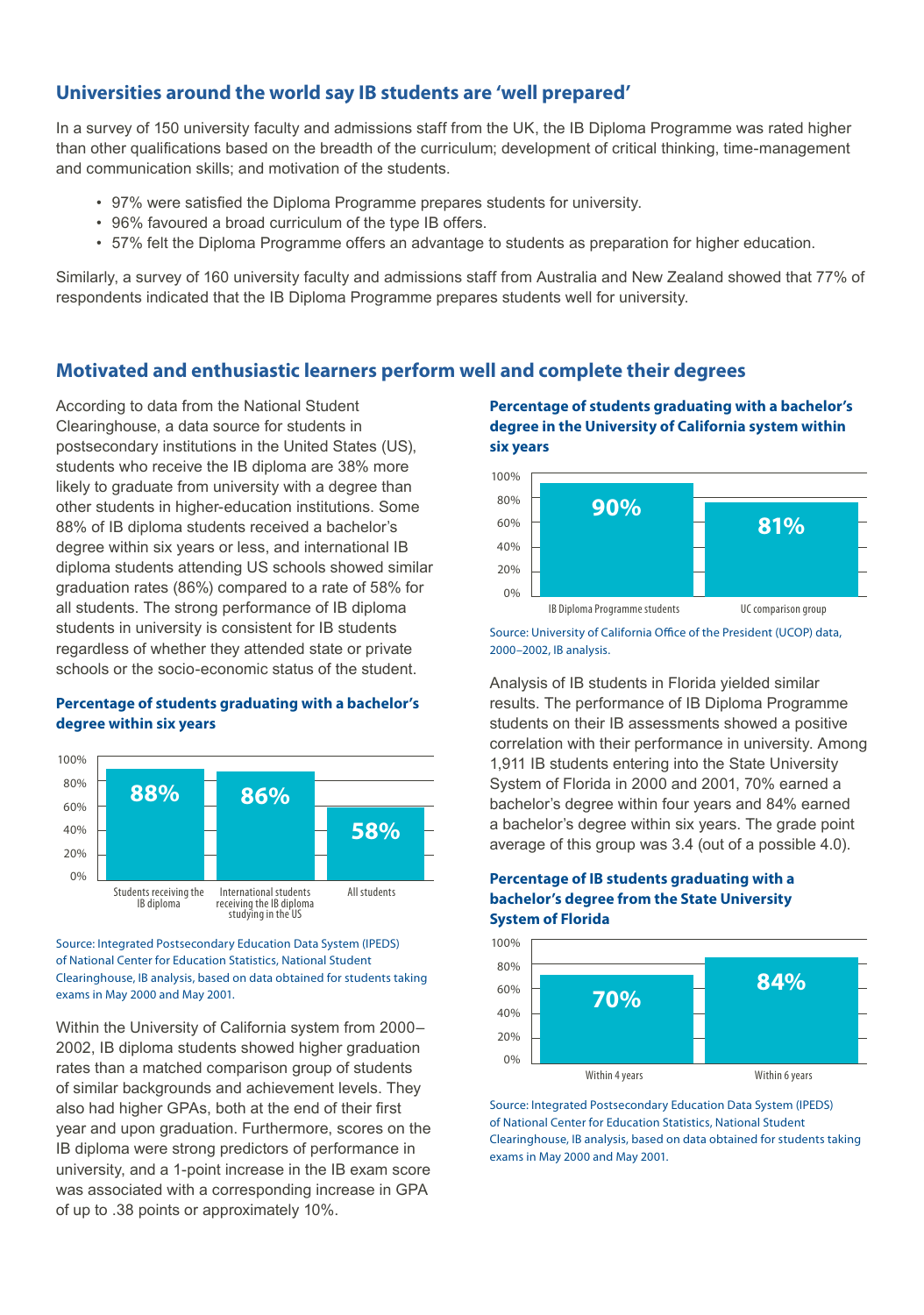## Universities around the world say IB students are 'well prepared'

In a survey of 150 university faculty and admissions staff from the UK, the IB Diploma Programme was rated higher than other qualifications based on the breadth of the curriculum; development of critical thinking, time-management and communication skills; and motivation of the students.

- 97% were satisfied the Diploma Programme prepares students for university.
- 96% favoured a broad curriculum of the type IB offers.
- 57% felt the Diploma Programme offers an advantage to students as preparation for higher education.

Similarly, a survey of 160 university faculty and admissions staff from Australia and New Zealand showed that 77% of respondents indicated that the IB Diploma Programme prepares students well for university.

## Motivated and enthusiastic learners perform well and complete their degrees

According to data from the National Student Clearinghouse, a data source for students in postsecondary institutions in the United States (US), students who receive the IB diploma are 38% more likely to graduate from university with a degree than other students in higher-education institutions. Some 88% of IB diploma students received a bachelor's degree within six years or less, and international IB diploma students attending US schools showed similar graduation rates (86%) compared to a rate of 58% for all students. The strong performance of IB diploma students in university is consistent for IB students regardless of whether they attended state or private schools or the socio-economic status of the student.

### Percentage of students graduating with a bachelor's degree within six years

| Group | Percentage |
|---|---|
| Students receiving the IB diploma | 88% |
| International students receiving the IB diploma studying in the US | 86% |
| All students | 58% |

Source: Integrated Postsecondary Education Data System (IPEDS) of National Center for Education Statistics, National Student Clearinghouse, IB analysis, based on data obtained for students taking exams in May 2000 and May 2001.

Within the University of California system from 2000–2002, IB diploma students showed higher graduation rates than a matched comparison group of students of similar backgrounds and achievement levels. They also had higher GPAs, both at the end of their first year and upon graduation. Furthermore, scores on the IB diploma were strong predictors of performance in university, and a 1-point increase in the IB exam score was associated with a corresponding increase in GPA of up to .38 points or approximately 10%.

### Percentage of students graduating with a bachelor's degree in the University of California system within six years

| Group | Percentage |
|---|---|
| IB Diploma Programme students | 90% |
| UC comparison group | 81% |

Source: University of California Office of the President (UCOP) data, 2000–2002, IB analysis.

Analysis of IB students in Florida yielded similar results. The performance of IB Diploma Programme students on their IB assessments showed a positive correlation with their performance in university. Among 1,911 IB students entering into the State University System of Florida in 2000 and 2001, 70% earned a bachelor's degree within four years and 84% earned a bachelor's degree within six years. The grade point average of this group was 3.4 (out of a possible 4.0).

### Percentage of IB students graduating with a bachelor's degree from the State University System of Florida

| Period | Percentage |
|---|---|
| Within 4 years | 70% |
| Within 6 years | 84% |

Source: Integrated Postsecondary Education Data System (IPEDS) of National Center for Education Statistics, National Student Clearinghouse, IB analysis, based on data obtained for students taking exams in May 2000 and May 2001.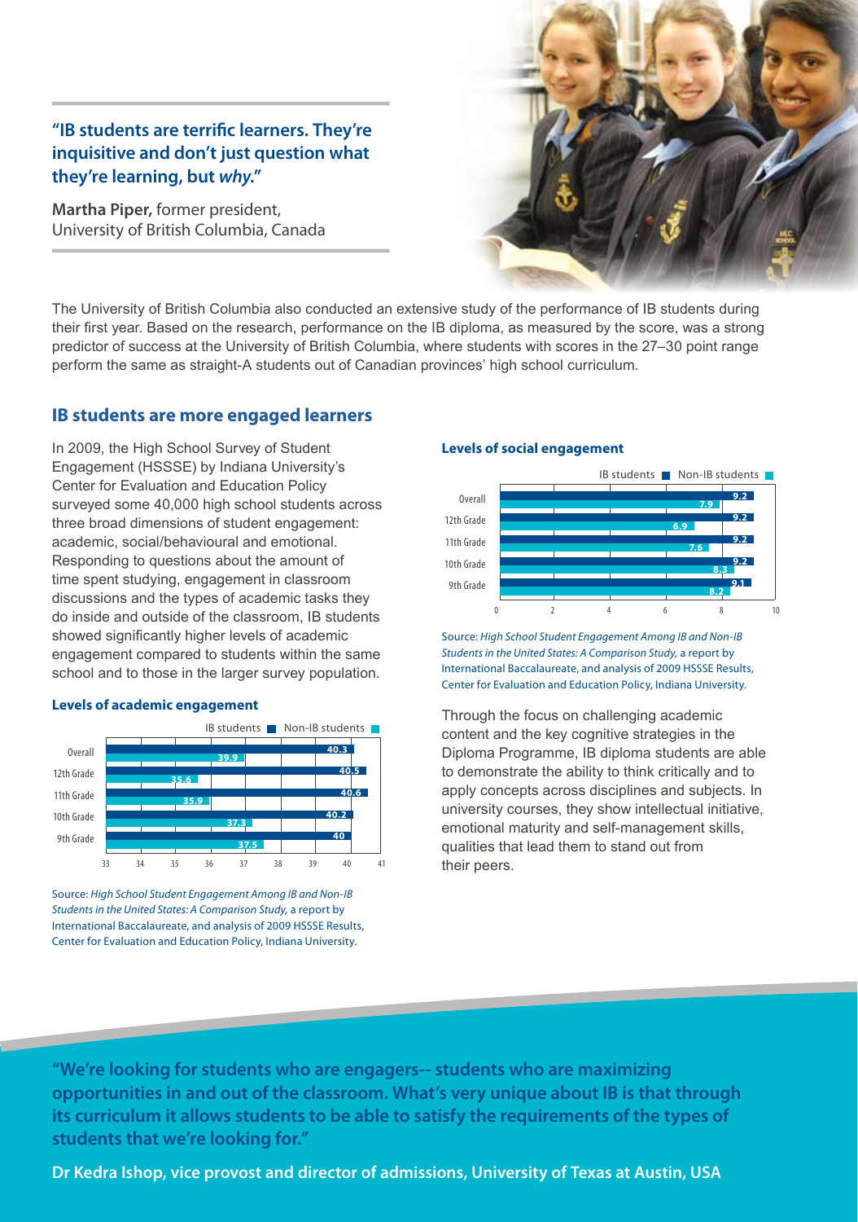> **"IB students are terrific learners. They're inquisitive and don't just question what they're learning, but *why*."**
>
> **Martha Piper,** former president, University of British Columbia, Canada

The University of British Columbia also conducted an extensive study of the performance of IB students during their first year. Based on the research, performance on the IB diploma, as measured by the score, was a strong predictor of success at the University of British Columbia, where students with scores in the 27–30 point range perform the same as straight-A students out of Canadian provinces' high school curriculum.

## IB students are more engaged learners

In 2009, the High School Survey of Student Engagement (HSSSE) by Indiana University's Center for Evaluation and Education Policy surveyed some 40,000 high school students across three broad dimensions of student engagement: academic, social/behavioural and emotional. Responding to questions about the amount of time spent studying, engagement in classroom discussions and the types of academic tasks they do inside and outside of the classroom, IB students showed significantly higher levels of academic engagement compared to students within the same school and to those in the larger survey population.

**Levels of academic engagement**

IB students | Non-IB students

Overall: 40.3 | 39.9
12th Grade: 40.5 | 35.6
11th Grade: 40.6 | 35.9
10th Grade: 40.2 | 37.3
9th Grade: 40 | 37.5

33 34 35 36 37 38 39 40 41

Source: *High School Student Engagement Among IB and Non-IB Students in the United States: A Comparison Study,* a report by International Baccalaureate, and analysis of 2009 HSSSE Results, Center for Evaluation and Education Policy, Indiana University.

**Levels of social engagement**

IB students | Non-IB students

Overall: 9.2 | 7.9
12th Grade: 9.2 | 6.9
11th Grade: 9.2 | 7.6
10th Grade: 9.2 | 8.3
9th Grade: 9.1 | 8.2

0 2 4 6 8 10

Source: *High School Student Engagement Among IB and Non-IB Students in the United States: A Comparison Study,* a report by International Baccalaureate, and analysis of 2009 HSSSE Results, Center for Evaluation and Education Policy, Indiana University.

Through the focus on challenging academic content and the key cognitive strategies in the Diploma Programme, IB diploma students are able to demonstrate the ability to think critically and to apply concepts across disciplines and subjects. In university courses, they show intellectual initiative, emotional maturity and self-management skills, qualities that lead them to stand out from their peers.

> **"We're looking for students who are engagers-- students who are maximizing opportunities in and out of the classroom. What's very unique about IB is that through its curriculum it allows students to be able to satisfy the requirements of the types of students that we're looking for."**
>
> **Dr Kedra Ishop, vice provost and director of admissions, University of Texas at Austin, USA**